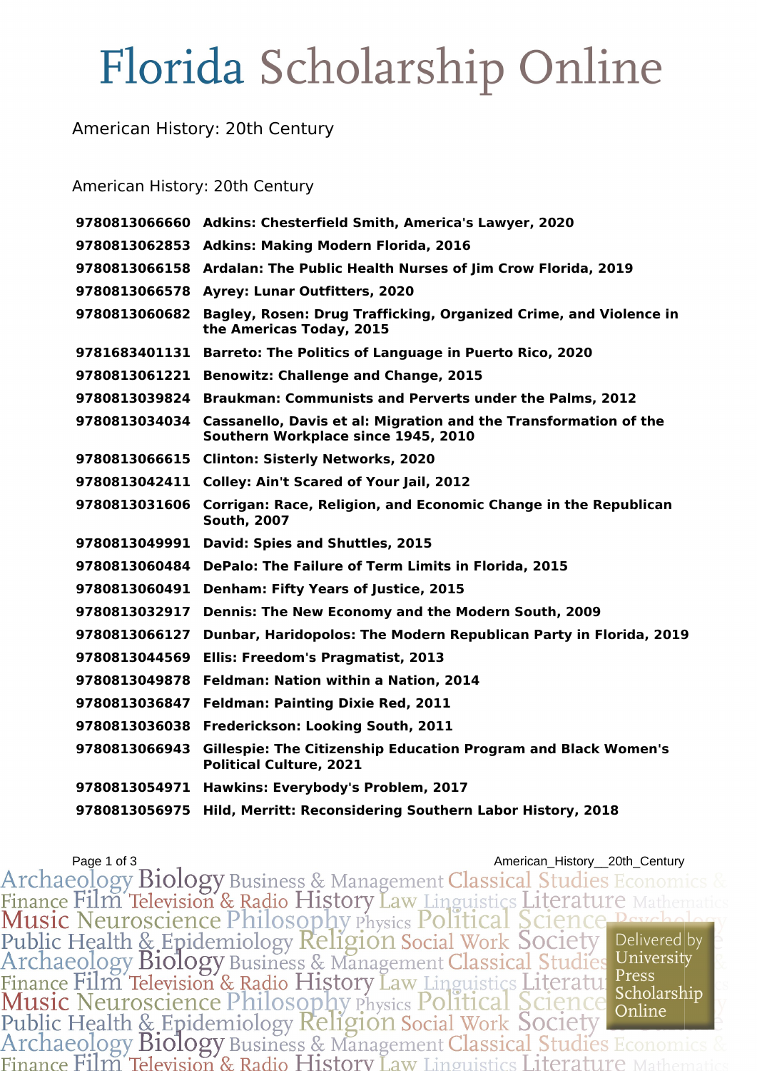# Florida Scholarship Online

American History: 20th Century

American History: 20th Century

| | |
|---|---|
| **9780813066660** | **Adkins: Chesterfield Smith, America's Lawyer, 2020** |
| **9780813062853** | **Adkins: Making Modern Florida, 2016** |
| **9780813066158** | **Ardalan: The Public Health Nurses of Jim Crow Florida, 2019** |
| **9780813066578** | **Ayrey: Lunar Outfitters, 2020** |
| **9780813060682** | **Bagley, Rosen: Drug Trafficking, Organized Crime, and Violence in the Americas Today, 2015** |
| **9781683401131** | **Barreto: The Politics of Language in Puerto Rico, 2020** |
| **9780813061221** | **Benowitz: Challenge and Change, 2015** |
| **9780813039824** | **Braukman: Communists and Perverts under the Palms, 2012** |
| **9780813034034** | **Cassanello, Davis et al: Migration and the Transformation of the Southern Workplace since 1945, 2010** |
| **9780813066615** | **Clinton: Sisterly Networks, 2020** |
| **9780813042411** | **Colley: Ain't Scared of Your Jail, 2012** |
| **9780813031606** | **Corrigan: Race, Religion, and Economic Change in the Republican South, 2007** |
| **9780813049991** | **David: Spies and Shuttles, 2015** |
| **9780813060484** | **DePalo: The Failure of Term Limits in Florida, 2015** |
| **9780813060491** | **Denham: Fifty Years of Justice, 2015** |
| **9780813032917** | **Dennis: The New Economy and the Modern South, 2009** |
| **9780813066127** | **Dunbar, Haridopolos: The Modern Republican Party in Florida, 2019** |
| **9780813044569** | **Ellis: Freedom's Pragmatist, 2013** |
| **9780813049878** | **Feldman: Nation within a Nation, 2014** |
| **9780813036847** | **Feldman: Painting Dixie Red, 2011** |
| **9780813036038** | **Frederickson: Looking South, 2011** |
| **9780813066943** | **Gillespie: The Citizenship Education Program and Black Women's Political Culture, 2021** |
| **9780813054971** | **Hawkins: Everybody's Problem, 2017** |
| **9780813056975** | **Hild, Merritt: Reconsidering Southern Labor History, 2018** |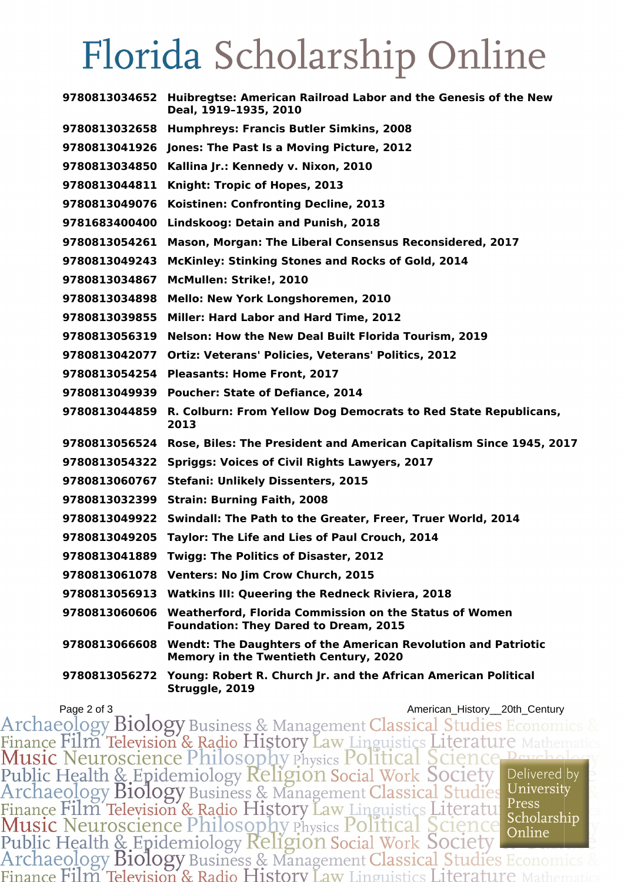# Florida Scholarship Online

| | |
|---|---|
| 9780813034652 | Huibregtse: American Railroad Labor and the Genesis of the New Deal, 1919–1935, 2010 |
| 9780813032658 | Humphreys: Francis Butler Simkins, 2008 |
| 9780813041926 | Jones: The Past Is a Moving Picture, 2012 |
| 9780813034850 | Kallina Jr.: Kennedy v. Nixon, 2010 |
| 9780813044811 | Knight: Tropic of Hopes, 2013 |
| 9780813049076 | Koistinen: Confronting Decline, 2013 |
| 9781683400400 | Lindskoog: Detain and Punish, 2018 |
| 9780813054261 | Mason, Morgan: The Liberal Consensus Reconsidered, 2017 |
| 9780813049243 | McKinley: Stinking Stones and Rocks of Gold, 2014 |
| 9780813034867 | McMullen: Strike!, 2010 |
| 9780813034898 | Mello: New York Longshoremen, 2010 |
| 9780813039855 | Miller: Hard Labor and Hard Time, 2012 |
| 9780813056319 | Nelson: How the New Deal Built Florida Tourism, 2019 |
| 9780813042077 | Ortiz: Veterans' Policies, Veterans' Politics, 2012 |
| 9780813054254 | Pleasants: Home Front, 2017 |
| 9780813049939 | Poucher: State of Defiance, 2014 |
| 9780813044859 | R. Colburn: From Yellow Dog Democrats to Red State Republicans, 2013 |
| 9780813056524 | Rose, Biles: The President and American Capitalism Since 1945, 2017 |
| 9780813054322 | Spriggs: Voices of Civil Rights Lawyers, 2017 |
| 9780813060767 | Stefani: Unlikely Dissenters, 2015 |
| 9780813032399 | Strain: Burning Faith, 2008 |
| 9780813049922 | Swindall: The Path to the Greater, Freer, Truer World, 2014 |
| 9780813049205 | Taylor: The Life and Lies of Paul Crouch, 2014 |
| 9780813041889 | Twigg: The Politics of Disaster, 2012 |
| 9780813061078 | Venters: No Jim Crow Church, 2015 |
| 9780813056913 | Watkins III: Queering the Redneck Riviera, 2018 |
| 9780813060606 | Weatherford, Florida Commission on the Status of Women Foundation: They Dared to Dream, 2015 |
| 9780813066608 | Wendt: The Daughters of the American Revolution and Patriotic Memory in the Twentieth Century, 2020 |
| 9780813056272 | Young: Robert R. Church Jr. and the African American Political Struggle, 2019 |